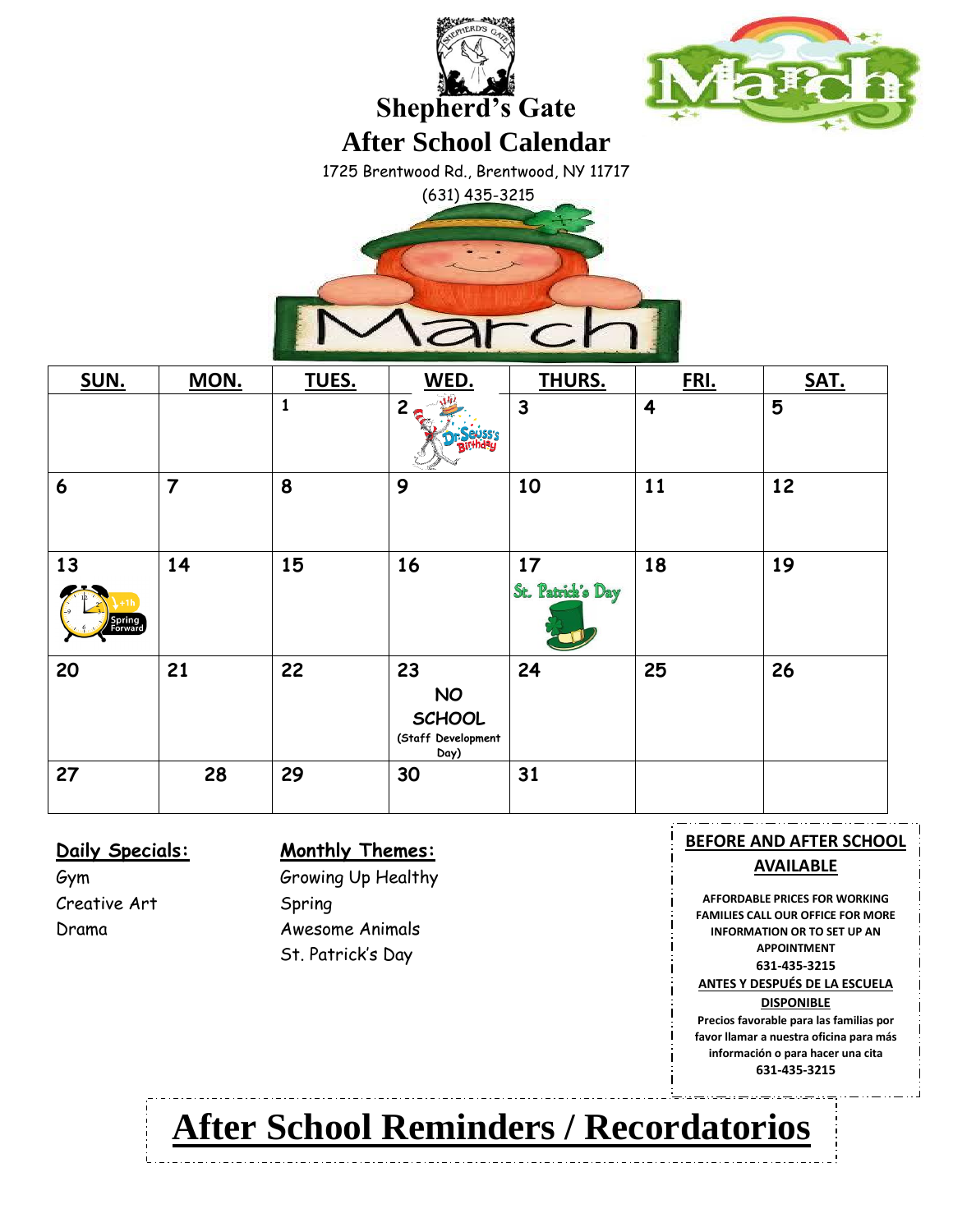# Shepherd's Gate
# After School Calendar

1725 Brentwood Rd., Brentwood, NY 11717

(631) 435-3215

March

| SUN. | MON. | TUES. | WED. | THURS. | FRI. | SAT. |
|---|---|---|---|---|---|---|
| | | 1 | 2 Dr. Seuss's Birthday | 3 | 4 | 5 |
| 6 | 7 | 8 | 9 | 10 | 11 | 12 |
| 13 Spring Forward | 14 | 15 | 16 | 17 St. Patrick's Day | 18 | 19 |
| 20 | 21 | 22 | 23 NO SCHOOL (Staff Development Day) | 24 | 25 | 26 |
| 27 | 28 | 29 | 30 | 31 | | |

**Daily Specials:**

Gym
Creative Art
Drama

**Monthly Themes:**

Growing Up Healthy
Spring
Awesome Animals
St. Patrick's Day

**BEFORE AND AFTER SCHOOL AVAILABLE**

**AFFORDABLE PRICES FOR WORKING FAMILIES CALL OUR OFFICE FOR MORE INFORMATION OR TO SET UP AN APPOINTMENT**
**631-435-3215**

**ANTES Y DESPUÉS DE LA ESCUELA DISPONIBLE**

**Precios favorable para las familias por favor llamar a nuestra oficina para más información o para hacer una cita**
**631-435-3215**

# After School Reminders / Recordatorios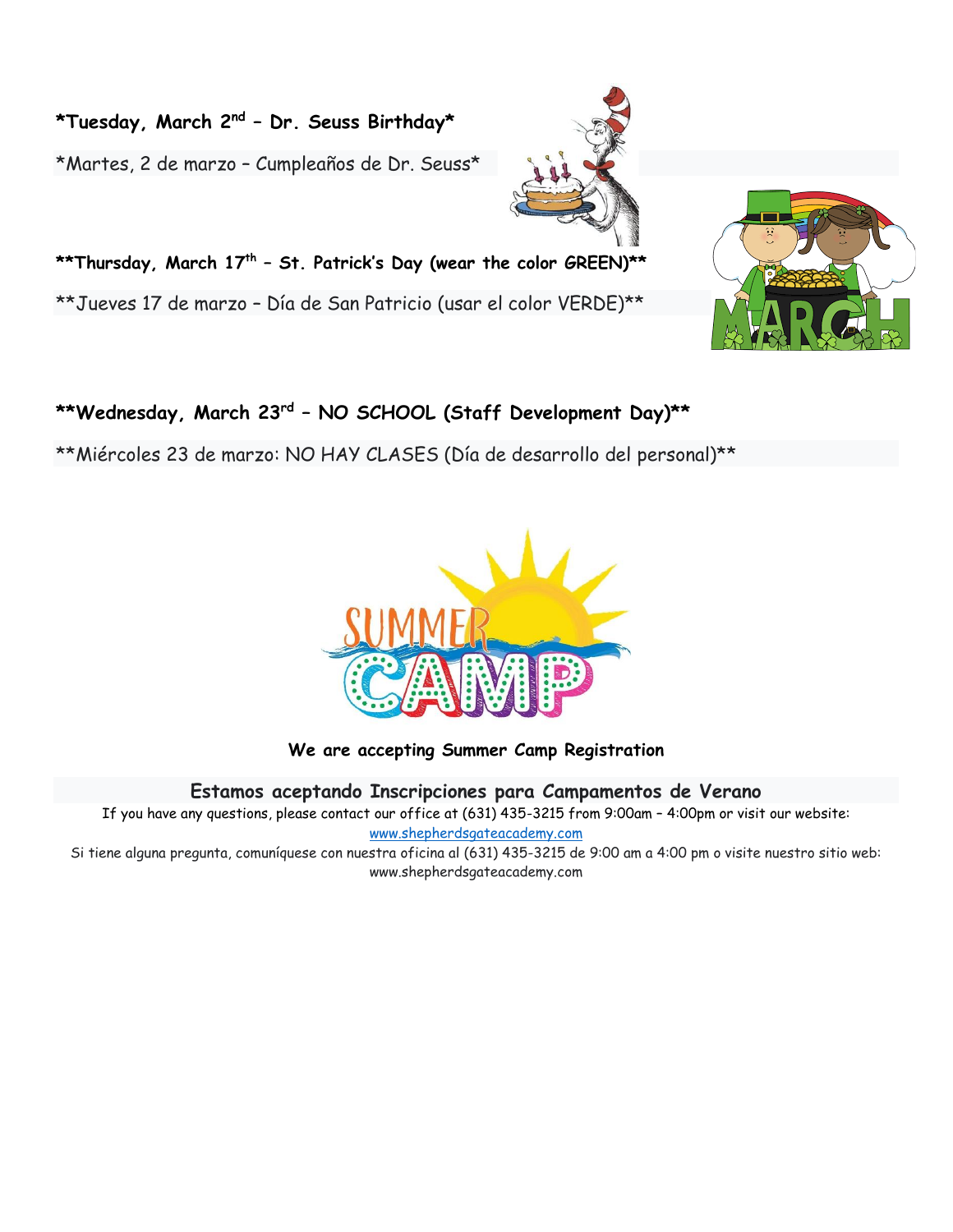**\*Tuesday, March 2nd – Dr. Seuss Birthday\***

\*Martes, 2 de marzo – Cumpleaños de Dr. Seuss\*

**\*\*Thursday, March 17th – St. Patrick's Day (wear the color GREEN)\*\***

\*\*Jueves 17 de marzo – Día de San Patricio (usar el color VERDE)\*\*

**\*\*Wednesday, March 23rd – NO SCHOOL (Staff Development Day)\*\***

\*\*Miércoles 23 de marzo: NO HAY CLASES (Día de desarrollo del personal)\*\*

**We are accepting Summer Camp Registration**

**Estamos aceptando Inscripciones para Campamentos de Verano**

If you have any questions, please contact our office at (631) 435-3215 from 9:00am – 4:00pm or visit our website: [www.shepherdsgateacademy.com](http://www.shepherdsgateacademy.com)

Si tiene alguna pregunta, comuníquese con nuestra oficina al (631) 435-3215 de 9:00 am a 4:00 pm o visite nuestro sitio web: www.shepherdsgateacademy.com